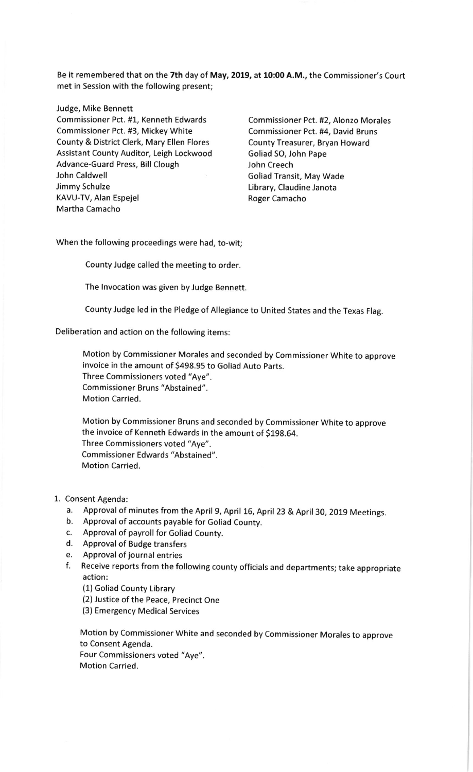Be it remembered that on the **7th** day of **May, 2019**, at **10:00 A.M.**, the Commissioner's Court met in Session with the following present;

Judge, Mike Bennett
Commissioner Pct. #1, Kenneth Edwards
Commissioner Pct. #2, Alonzo Morales
Commissioner Pct. #3, Mickey White
Commissioner Pct. #4, David Bruns
County & District Clerk, Mary Ellen Flores
County Treasurer, Bryan Howard
Assistant County Auditor, Leigh Lockwood
Goliad SO, John Pape
Advance-Guard Press, Bill Clough
John Creech
John Caldwell
Goliad Transit, May Wade
Jimmy Schulze
Library, Claudine Janota
KAVU-TV, Alan Espejel
Roger Camacho
Martha Camacho

When the following proceedings were had, to-wit;

County Judge called the meeting to order.

The Invocation was given by Judge Bennett.

County Judge led in the Pledge of Allegiance to United States and the Texas Flag.

Deliberation and action on the following items:

Motion by Commissioner Morales and seconded by Commissioner White to approve invoice in the amount of $498.95 to Goliad Auto Parts.
Three Commissioners voted "Aye".
Commissioner Bruns "Abstained".
Motion Carried.

Motion by Commissioner Bruns and seconded by Commissioner White to approve the invoice of Kenneth Edwards in the amount of $198.64.
Three Commissioners voted "Aye".
Commissioner Edwards "Abstained".
Motion Carried.

1. Consent Agenda:
   a. Approval of minutes from the April 9, April 16, April 23 & April 30, 2019 Meetings.
   b. Approval of accounts payable for Goliad County.
   c. Approval of payroll for Goliad County.
   d. Approval of Budge transfers
   e. Approval of journal entries
   f. Receive reports from the following county officials and departments; take appropriate action:
      (1) Goliad County Library
      (2) Justice of the Peace, Precinct One
      (3) Emergency Medical Services

   Motion by Commissioner White and seconded by Commissioner Morales to approve to Consent Agenda.
   Four Commissioners voted "Aye".
   Motion Carried.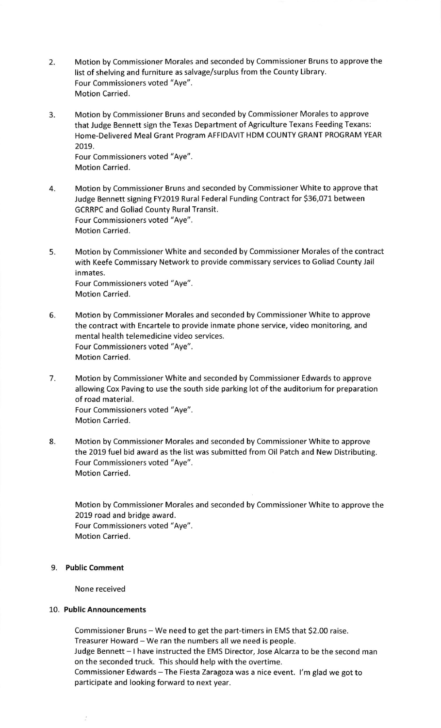2. Motion by Commissioner Morales and seconded by Commissioner Bruns to approve the list of shelving and furniture as salvage/surplus from the County Library.
   Four Commissioners voted "Aye".
   Motion Carried.

3. Motion by Commissioner Bruns and seconded by Commissioner Morales to approve that Judge Bennett sign the Texas Department of Agriculture Texans Feeding Texans: Home-Delivered Meal Grant Program AFFIDAVIT HDM COUNTY GRANT PROGRAM YEAR 2019.
   Four Commissioners voted "Aye".
   Motion Carried.

4. Motion by Commissioner Bruns and seconded by Commissioner White to approve that Judge Bennett signing FY2019 Rural Federal Funding Contract for $36,071 between GCRRPC and Goliad County Rural Transit.
   Four Commissioners voted "Aye".
   Motion Carried.

5. Motion by Commissioner White and seconded by Commissioner Morales of the contract with Keefe Commissary Network to provide commissary services to Goliad County Jail inmates.
   Four Commissioners voted "Aye".
   Motion Carried.

6. Motion by Commissioner Morales and seconded by Commissioner White to approve the contract with Encartele to provide inmate phone service, video monitoring, and mental health telemedicine video services.
   Four Commissioners voted "Aye".
   Motion Carried.

7. Motion by Commissioner White and seconded by Commissioner Edwards to approve allowing Cox Paving to use the south side parking lot of the auditorium for preparation of road material.
   Four Commissioners voted "Aye".
   Motion Carried.

8. Motion by Commissioner Morales and seconded by Commissioner White to approve the 2019 fuel bid award as the list was submitted from Oil Patch and New Distributing.
   Four Commissioners voted "Aye".
   Motion Carried.

   Motion by Commissioner Morales and seconded by Commissioner White to approve the 2019 road and bridge award.
   Four Commissioners voted "Aye".
   Motion Carried.

9. **Public Comment**

   None received

10. **Public Announcements**

    Commissioner Bruns – We need to get the part-timers in EMS that $2.00 raise.
    Treasurer Howard – We ran the numbers all we need is people.
    Judge Bennett – I have instructed the EMS Director, Jose Alcarza to be the second man on the seconded truck. This should help with the overtime.
    Commissioner Edwards – The Fiesta Zaragoza was a nice event. I'm glad we got to participate and looking forward to next year.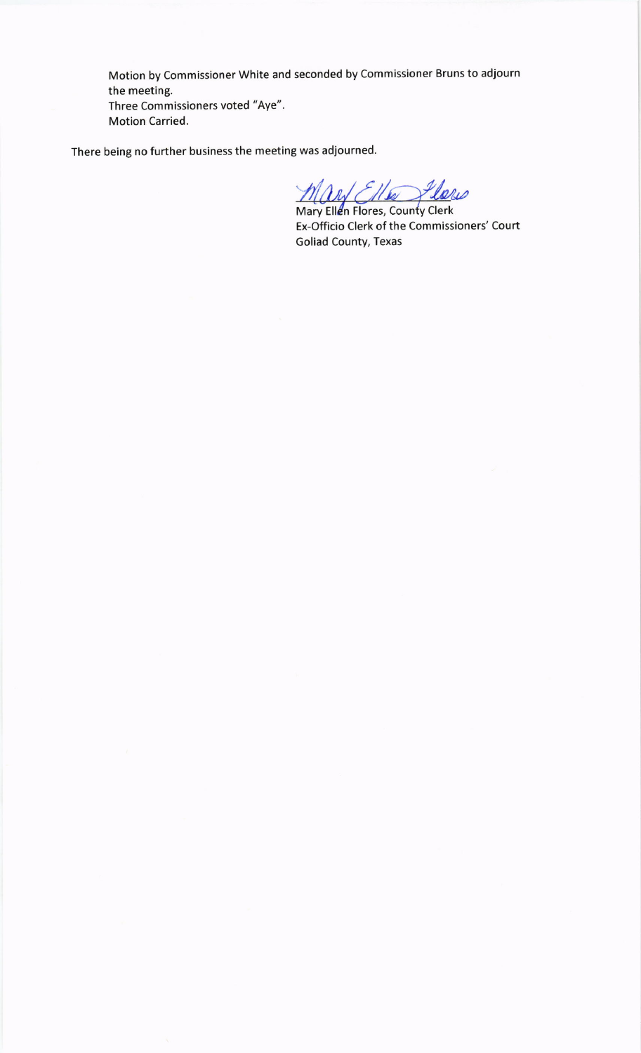Motion by Commissioner White and seconded by Commissioner Bruns to adjourn the meeting.
Three Commissioners voted "Aye".
Motion Carried.

There being no further business the meeting was adjourned.

Mary Ellen Flores, County Clerk
Ex-Officio Clerk of the Commissioners' Court
Goliad County, Texas